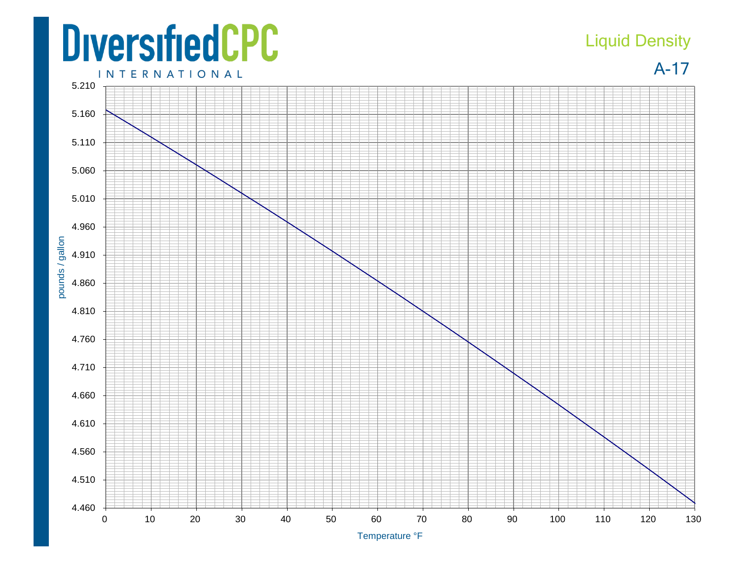DiversifiedCPC

INTERNATIONAL

# Liquid Density

## A-17

pounds / gallon

5.210
5.160
5.110
5.060
5.010
4.960
4.910
4.860
4.810
4.760
4.710
4.660
4.610
4.560
4.510
4.460

0 10 20 30 40 50 60 70 80 90 100 110 120 130

Temperature °F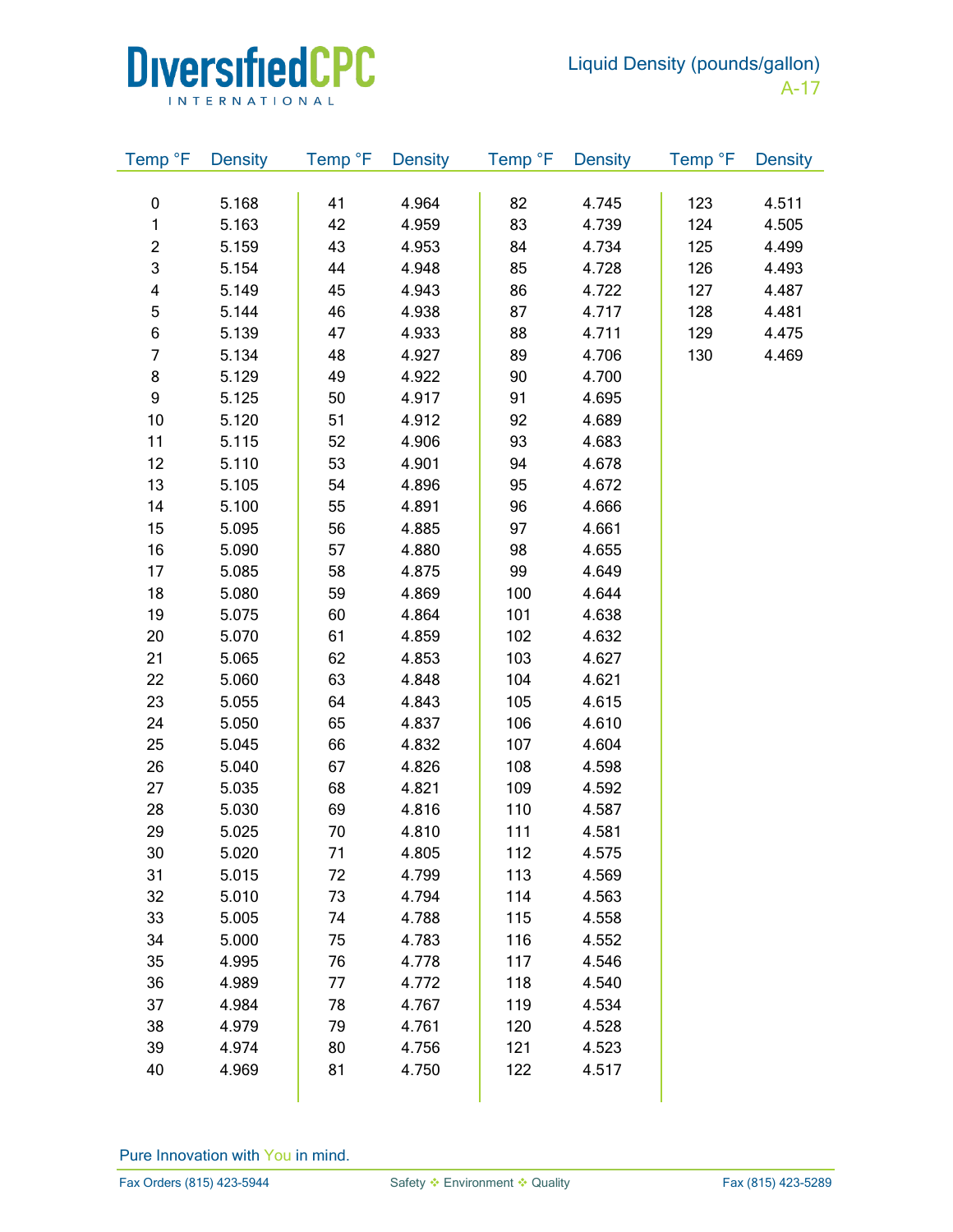DiversifiedCPC INTERNATIONAL

# Liquid Density (pounds/gallon)

A-17

| Temp °F | Density | Temp °F | Density | Temp °F | Density | Temp °F | Density |
|---|---|---|---|---|---|---|---|
| 0 | 5.168 | 41 | 4.964 | 82 | 4.745 | 123 | 4.511 |
| 1 | 5.163 | 42 | 4.959 | 83 | 4.739 | 124 | 4.505 |
| 2 | 5.159 | 43 | 4.953 | 84 | 4.734 | 125 | 4.499 |
| 3 | 5.154 | 44 | 4.948 | 85 | 4.728 | 126 | 4.493 |
| 4 | 5.149 | 45 | 4.943 | 86 | 4.722 | 127 | 4.487 |
| 5 | 5.144 | 46 | 4.938 | 87 | 4.717 | 128 | 4.481 |
| 6 | 5.139 | 47 | 4.933 | 88 | 4.711 | 129 | 4.475 |
| 7 | 5.134 | 48 | 4.927 | 89 | 4.706 | 130 | 4.469 |
| 8 | 5.129 | 49 | 4.922 | 90 | 4.700 | | |
| 9 | 5.125 | 50 | 4.917 | 91 | 4.695 | | |
| 10 | 5.120 | 51 | 4.912 | 92 | 4.689 | | |
| 11 | 5.115 | 52 | 4.906 | 93 | 4.683 | | |
| 12 | 5.110 | 53 | 4.901 | 94 | 4.678 | | |
| 13 | 5.105 | 54 | 4.896 | 95 | 4.672 | | |
| 14 | 5.100 | 55 | 4.891 | 96 | 4.666 | | |
| 15 | 5.095 | 56 | 4.885 | 97 | 4.661 | | |
| 16 | 5.090 | 57 | 4.880 | 98 | 4.655 | | |
| 17 | 5.085 | 58 | 4.875 | 99 | 4.649 | | |
| 18 | 5.080 | 59 | 4.869 | 100 | 4.644 | | |
| 19 | 5.075 | 60 | 4.864 | 101 | 4.638 | | |
| 20 | 5.070 | 61 | 4.859 | 102 | 4.632 | | |
| 21 | 5.065 | 62 | 4.853 | 103 | 4.627 | | |
| 22 | 5.060 | 63 | 4.848 | 104 | 4.621 | | |
| 23 | 5.055 | 64 | 4.843 | 105 | 4.615 | | |
| 24 | 5.050 | 65 | 4.837 | 106 | 4.610 | | |
| 25 | 5.045 | 66 | 4.832 | 107 | 4.604 | | |
| 26 | 5.040 | 67 | 4.826 | 108 | 4.598 | | |
| 27 | 5.035 | 68 | 4.821 | 109 | 4.592 | | |
| 28 | 5.030 | 69 | 4.816 | 110 | 4.587 | | |
| 29 | 5.025 | 70 | 4.810 | 111 | 4.581 | | |
| 30 | 5.020 | 71 | 4.805 | 112 | 4.575 | | |
| 31 | 5.015 | 72 | 4.799 | 113 | 4.569 | | |
| 32 | 5.010 | 73 | 4.794 | 114 | 4.563 | | |
| 33 | 5.005 | 74 | 4.788 | 115 | 4.558 | | |
| 34 | 5.000 | 75 | 4.783 | 116 | 4.552 | | |
| 35 | 4.995 | 76 | 4.778 | 117 | 4.546 | | |
| 36 | 4.989 | 77 | 4.772 | 118 | 4.540 | | |
| 37 | 4.984 | 78 | 4.767 | 119 | 4.534 | | |
| 38 | 4.979 | 79 | 4.761 | 120 | 4.528 | | |
| 39 | 4.974 | 80 | 4.756 | 121 | 4.523 | | |
| 40 | 4.969 | 81 | 4.750 | 122 | 4.517 | | |

Pure Innovation with You in mind.

Fax Orders (815) 423-5944 &nbsp;&nbsp; Safety ❖ Environment ❖ Quality &nbsp;&nbsp; Fax (815) 423-5289